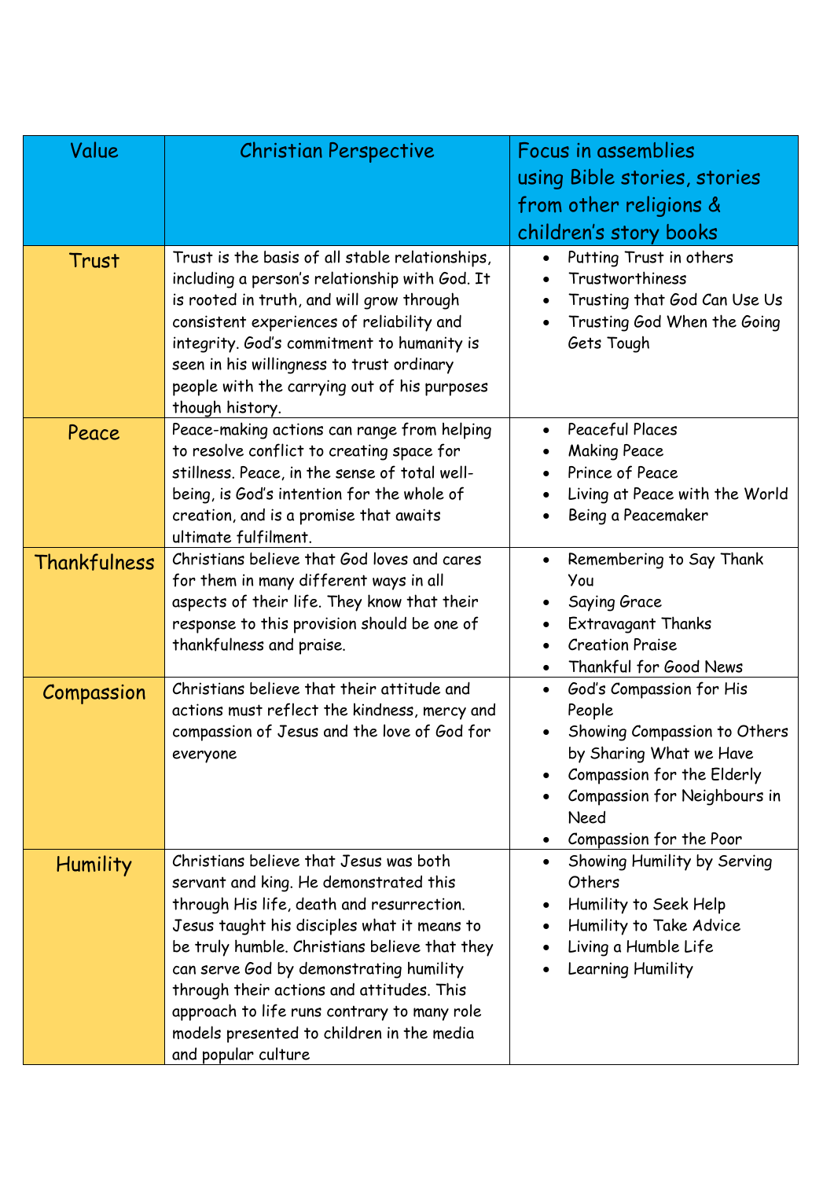| Value | Christian Perspective | Focus in assemblies using Bible stories, stories from other religions & children's story books |
| --- | --- | --- |
| Trust | Trust is the basis of all stable relationships, including a person's relationship with God. It is rooted in truth, and will grow through consistent experiences of reliability and integrity. God's commitment to humanity is seen in his willingness to trust ordinary people with the carrying out of his purposes though history. | • Putting Trust in others<br>• Trustworthiness<br>• Trusting that God Can Use Us<br>• Trusting God When the Going Gets Tough |
| Peace | Peace-making actions can range from helping to resolve conflict to creating space for stillness. Peace, in the sense of total well-being, is God's intention for the whole of creation, and is a promise that awaits ultimate fulfilment. | • Peaceful Places<br>• Making Peace<br>• Prince of Peace<br>• Living at Peace with the World<br>• Being a Peacemaker |
| Thankfulness | Christians believe that God loves and cares for them in many different ways in all aspects of their life. They know that their response to this provision should be one of thankfulness and praise. | • Remembering to Say Thank You<br>• Saying Grace<br>• Extravagant Thanks<br>• Creation Praise<br>• Thankful for Good News |
| Compassion | Christians believe that their attitude and actions must reflect the kindness, mercy and compassion of Jesus and the love of God for everyone | • God's Compassion for His People<br>• Showing Compassion to Others by Sharing What we Have<br>• Compassion for the Elderly<br>• Compassion for Neighbours in Need<br>• Compassion for the Poor |
| Humility | Christians believe that Jesus was both servant and king. He demonstrated this through His life, death and resurrection. Jesus taught his disciples what it means to be truly humble. Christians believe that they can serve God by demonstrating humility through their actions and attitudes. This approach to life runs contrary to many role models presented to children in the media and popular culture | • Showing Humility by Serving Others<br>• Humility to Seek Help<br>• Humility to Take Advice<br>• Living a Humble Life<br>• Learning Humility |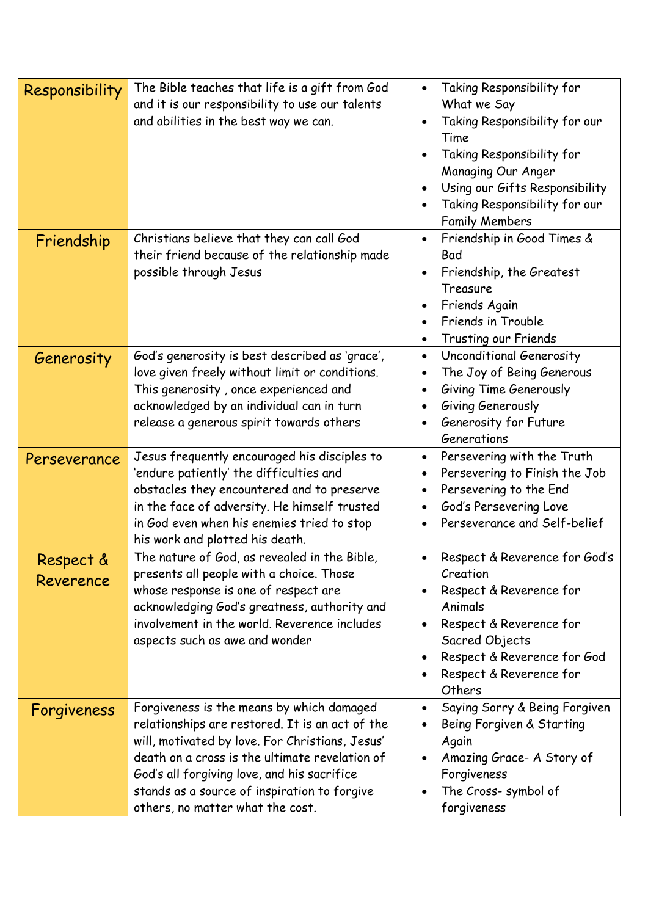| | | |
|---|---|---|
| Responsibility | The Bible teaches that life is a gift from God and it is our responsibility to use our talents and abilities in the best way we can. | • Taking Responsibility for What we Say<br>• Taking Responsibility for our Time<br>• Taking Responsibility for Managing Our Anger<br>• Using our Gifts Responsibility<br>• Taking Responsibility for our Family Members |
| Friendship | Christians believe that they can call God their friend because of the relationship made possible through Jesus | • Friendship in Good Times & Bad<br>• Friendship, the Greatest Treasure<br>• Friends Again<br>• Friends in Trouble<br>• Trusting our Friends |
| Generosity | God's generosity is best described as 'grace', love given freely without limit or conditions. This generosity , once experienced and acknowledged by an individual can in turn release a generous spirit towards others | • Unconditional Generosity<br>• The Joy of Being Generous<br>• Giving Time Generously<br>• Giving Generously<br>• Generosity for Future Generations |
| Perseverance | Jesus frequently encouraged his disciples to 'endure patiently' the difficulties and obstacles they encountered and to preserve in the face of adversity. He himself trusted in God even when his enemies tried to stop his work and plotted his death. | • Persevering with the Truth<br>• Persevering to Finish the Job<br>• Persevering to the End<br>• God's Persevering Love<br>• Perseverance and Self-belief |
| Respect & Reverence | The nature of God, as revealed in the Bible, presents all people with a choice. Those whose response is one of respect are acknowledging God's greatness, authority and involvement in the world. Reverence includes aspects such as awe and wonder | • Respect & Reverence for God's Creation<br>• Respect & Reverence for Animals<br>• Respect & Reverence for Sacred Objects<br>• Respect & Reverence for God<br>• Respect & Reverence for Others |
| Forgiveness | Forgiveness is the means by which damaged relationships are restored. It is an act of the will, motivated by love. For Christians, Jesus' death on a cross is the ultimate revelation of God's all forgiving love, and his sacrifice stands as a source of inspiration to forgive others, no matter what the cost. | • Saying Sorry & Being Forgiven<br>• Being Forgiven & Starting Again<br>• Amazing Grace- A Story of Forgiveness<br>• The Cross- symbol of forgiveness |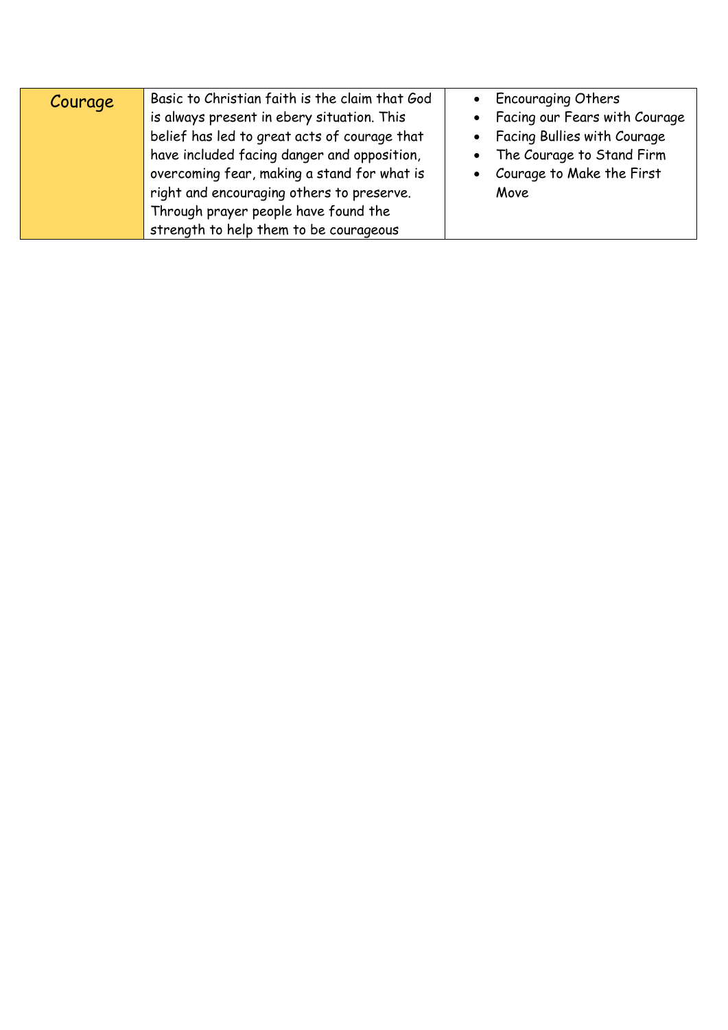| | | |
|---|---|---|
| Courage | Basic to Christian faith is the claim that God is always present in ebery situation. This belief has led to great acts of courage that have included facing danger and opposition, overcoming fear, making a stand for what is right and encouraging others to preserve. Through prayer people have found the strength to help them to be courageous | • Encouraging Others<br>• Facing our Fears with Courage<br>• Facing Bullies with Courage<br>• The Courage to Stand Firm<br>• Courage to Make the First Move |